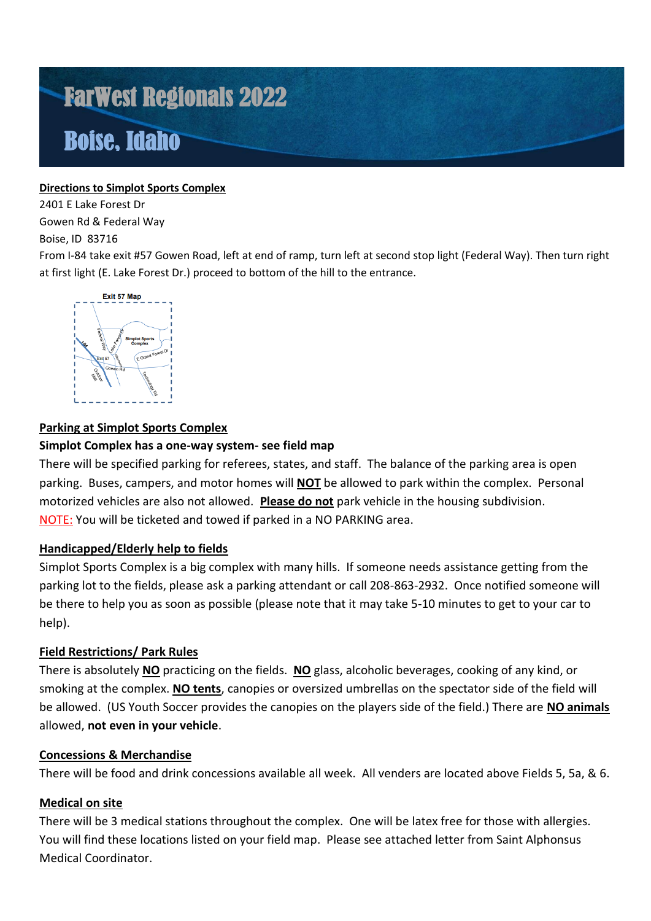# FarWest Regionals 2022

# Boise, Idaho

**Directions to Simplot Sports Complex**

2401 E Lake Forest Dr
Gowen Rd & Federal Way
Boise, ID 83716

From I-84 take exit #57 Gowen Road, left at end of ramp, turn left at second stop light (Federal Way). Then turn right at first light (E. Lake Forest Dr.) proceed to bottom of the hill to the entrance.

Exit 57 Map

**Parking at Simplot Sports Complex**

**Simplot Complex has a one-way system- see field map**

There will be specified parking for referees, states, and staff. The balance of the parking area is open parking. Buses, campers, and motor homes will **NOT** be allowed to park within the complex. Personal motorized vehicles are also not allowed. **Please do not** park vehicle in the housing subdivision.
NOTE: You will be ticketed and towed if parked in a NO PARKING area.

**Handicapped/Elderly help to fields**

Simplot Sports Complex is a big complex with many hills. If someone needs assistance getting from the parking lot to the fields, please ask a parking attendant or call 208-863-2932. Once notified someone will be there to help you as soon as possible (please note that it may take 5-10 minutes to get to your car to help).

**Field Restrictions/ Park Rules**

There is absolutely **NO** practicing on the fields. **NO** glass, alcoholic beverages, cooking of any kind, or smoking at the complex. **NO tents**, canopies or oversized umbrellas on the spectator side of the field will be allowed. (US Youth Soccer provides the canopies on the players side of the field.) There are **NO animals** allowed, **not even in your vehicle**.

**Concessions & Merchandise**

There will be food and drink concessions available all week. All venders are located above Fields 5, 5a, & 6.

**Medical on site**

There will be 3 medical stations throughout the complex. One will be latex free for those with allergies. You will find these locations listed on your field map. Please see attached letter from Saint Alphonsus Medical Coordinator.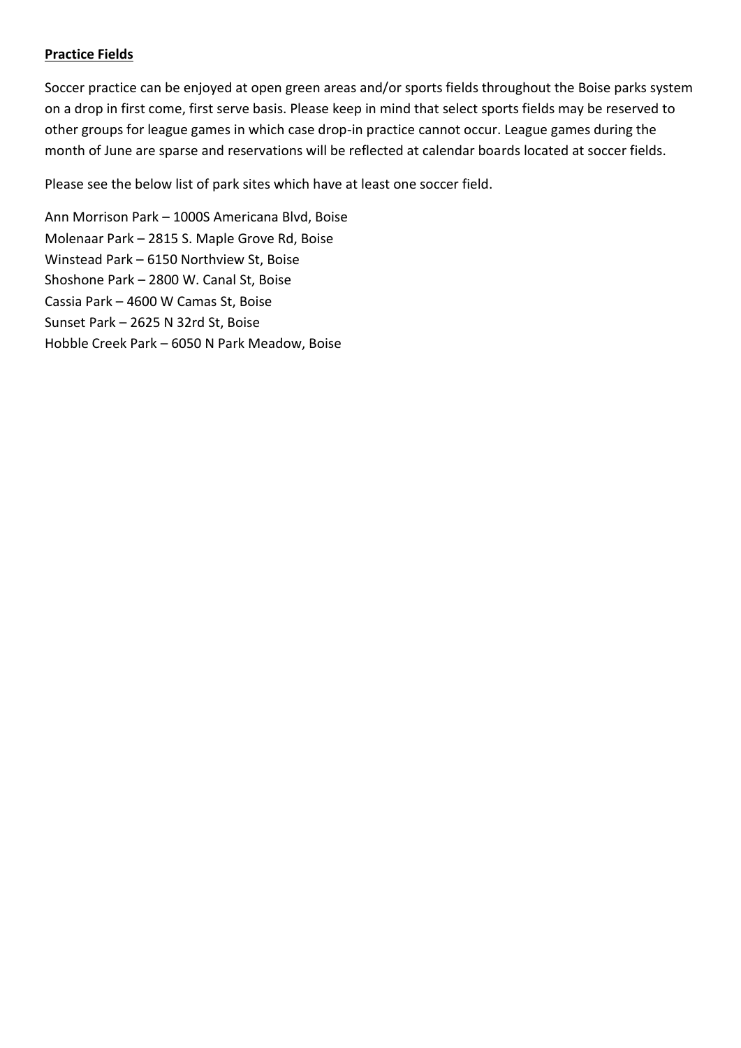**Practice Fields**

Soccer practice can be enjoyed at open green areas and/or sports fields throughout the Boise parks system on a drop in first come, first serve basis. Please keep in mind that select sports fields may be reserved to other groups for league games in which case drop-in practice cannot occur. League games during the month of June are sparse and reservations will be reflected at calendar boards located at soccer fields.

Please see the below list of park sites which have at least one soccer field.

Ann Morrison Park – 1000S Americana Blvd, Boise
Molenaar Park – 2815 S. Maple Grove Rd, Boise
Winstead Park – 6150 Northview St, Boise
Shoshone Park – 2800 W. Canal St, Boise
Cassia Park – 4600 W Camas St, Boise
Sunset Park – 2625 N 32rd St, Boise
Hobble Creek Park – 6050 N Park Meadow, Boise